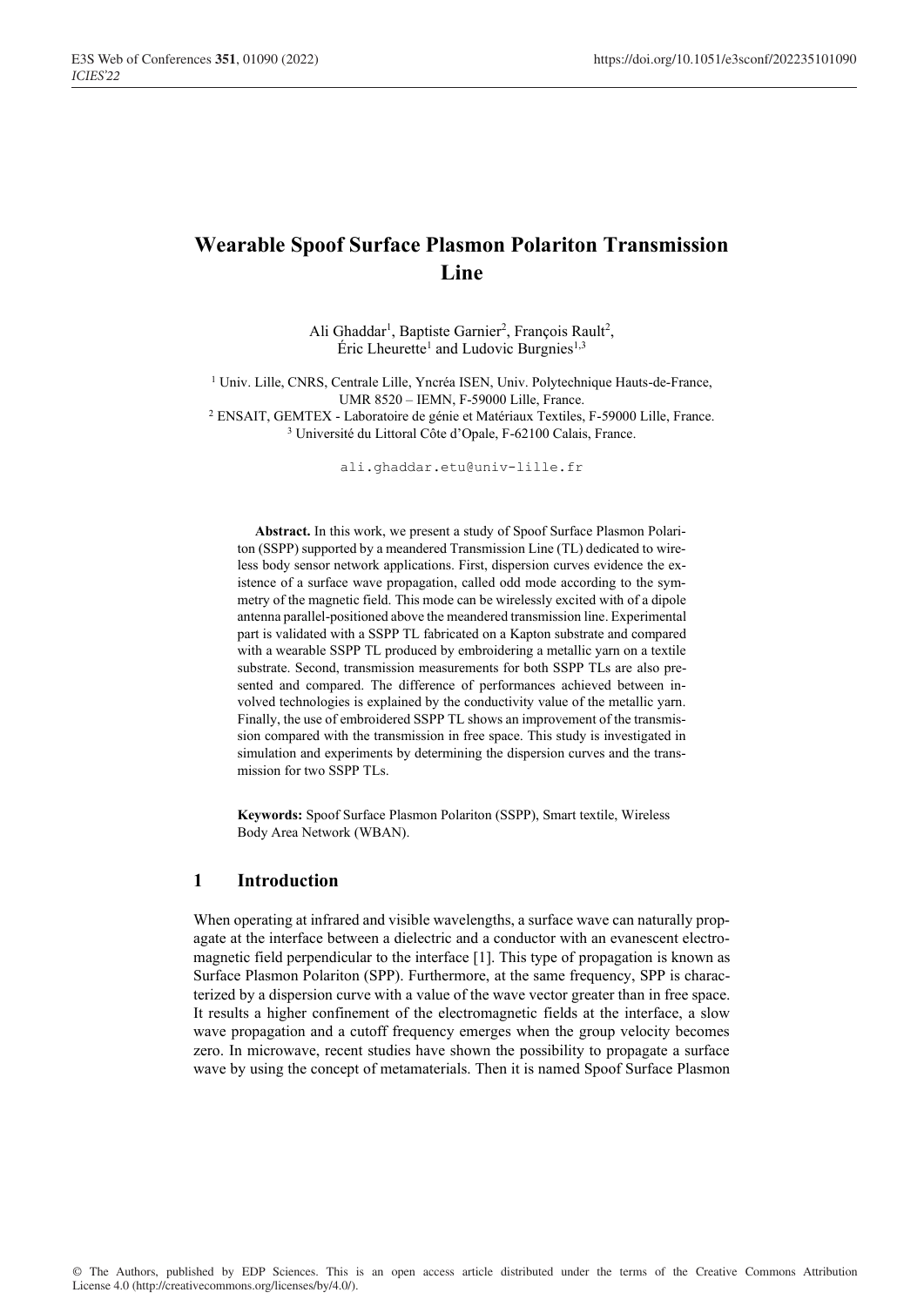# Wearable Spoof Surface Plasmon Polariton Transmission Line

Ali Ghaddar[1], Baptiste Garnier[2], François Rault[2], Éric Lheurette[1] and Ludovic Burgnies[1,3]

[1] Univ. Lille, CNRS, Centrale Lille, Yncréa ISEN, Univ. Polytechnique Hauts-de-France, UMR 8520 – IEMN, F-59000 Lille, France.
[2] ENSAIT, GEMTEX - Laboratoire de génie et Matériaux Textiles, F-59000 Lille, France.
[3] Université du Littoral Côte d'Opale, F-62100 Calais, France.

ali.ghaddar.etu@univ-lille.fr

**Abstract.** In this work, we present a study of Spoof Surface Plasmon Polariton (SSPP) supported by a meandered Transmission Line (TL) dedicated to wireless body sensor network applications. First, dispersion curves evidence the existence of a surface wave propagation, called odd mode according to the symmetry of the magnetic field. This mode can be wirelessly excited with of a dipole antenna parallel-positioned above the meandered transmission line. Experimental part is validated with a SSPP TL fabricated on a Kapton substrate and compared with a wearable SSPP TL produced by embroidering a metallic yarn on a textile substrate. Second, transmission measurements for both SSPP TLs are also presented and compared. The difference of performances achieved between involved technologies is explained by the conductivity value of the metallic yarn. Finally, the use of embroidered SSPP TL shows an improvement of the transmission compared with the transmission in free space. This study is investigated in simulation and experiments by determining the dispersion curves and the transmission for two SSPP TLs.

**Keywords:** Spoof Surface Plasmon Polariton (SSPP), Smart textile, Wireless Body Area Network (WBAN).

## 1 Introduction

When operating at infrared and visible wavelengths, a surface wave can naturally propagate at the interface between a dielectric and a conductor with an evanescent electromagnetic field perpendicular to the interface [1]. This type of propagation is known as Surface Plasmon Polariton (SPP). Furthermore, at the same frequency, SPP is characterized by a dispersion curve with a value of the wave vector greater than in free space. It results a higher confinement of the electromagnetic fields at the interface, a slow wave propagation and a cutoff frequency emerges when the group velocity becomes zero. In microwave, recent studies have shown the possibility to propagate a surface wave by using the concept of metamaterials. Then it is named Spoof Surface Plasmon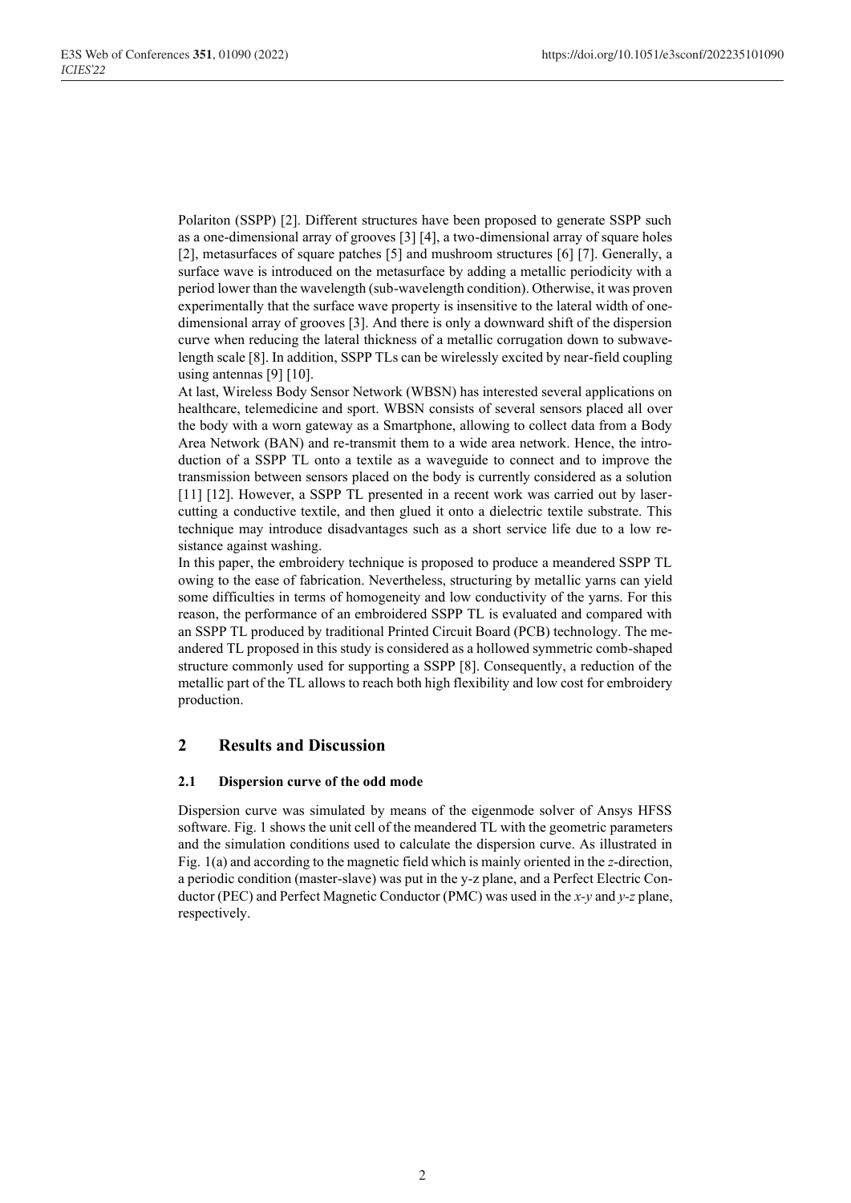Polariton (SSPP) [2]. Different structures have been proposed to generate SSPP such as a one-dimensional array of grooves [3] [4], a two-dimensional array of square holes [2], metasurfaces of square patches [5] and mushroom structures [6] [7]. Generally, a surface wave is introduced on the metasurface by adding a metallic periodicity with a period lower than the wavelength (sub-wavelength condition). Otherwise, it was proven experimentally that the surface wave property is insensitive to the lateral width of one-dimensional array of grooves [3]. And there is only a downward shift of the dispersion curve when reducing the lateral thickness of a metallic corrugation down to subwavelength scale [8]. In addition, SSPP TLs can be wirelessly excited by near-field coupling using antennas [9] [10].

At last, Wireless Body Sensor Network (WBSN) has interested several applications on healthcare, telemedicine and sport. WBSN consists of several sensors placed all over the body with a worn gateway as a Smartphone, allowing to collect data from a Body Area Network (BAN) and re-transmit them to a wide area network. Hence, the introduction of a SSPP TL onto a textile as a waveguide to connect and to improve the transmission between sensors placed on the body is currently considered as a solution [11] [12]. However, a SSPP TL presented in a recent work was carried out by laser-cutting a conductive textile, and then glued it onto a dielectric textile substrate. This technique may introduce disadvantages such as a short service life due to a low resistance against washing.

In this paper, the embroidery technique is proposed to produce a meandered SSPP TL owing to the ease of fabrication. Nevertheless, structuring by metallic yarns can yield some difficulties in terms of homogeneity and low conductivity of the yarns. For this reason, the performance of an embroidered SSPP TL is evaluated and compared with an SSPP TL produced by traditional Printed Circuit Board (PCB) technology. The meandered TL proposed in this study is considered as a hollowed symmetric comb-shaped structure commonly used for supporting a SSPP [8]. Consequently, a reduction of the metallic part of the TL allows to reach both high flexibility and low cost for embroidery production.

## 2 Results and Discussion

### 2.1 Dispersion curve of the odd mode

Dispersion curve was simulated by means of the eigenmode solver of Ansys HFSS software. Fig. 1 shows the unit cell of the meandered TL with the geometric parameters and the simulation conditions used to calculate the dispersion curve. As illustrated in Fig. 1(a) and according to the magnetic field which is mainly oriented in the $z$-direction, a periodic condition (master-slave) was put in the y-z plane, and a Perfect Electric Conductor (PEC) and Perfect Magnetic Conductor (PMC) was used in the $x$-$y$ and $y$-$z$ plane, respectively.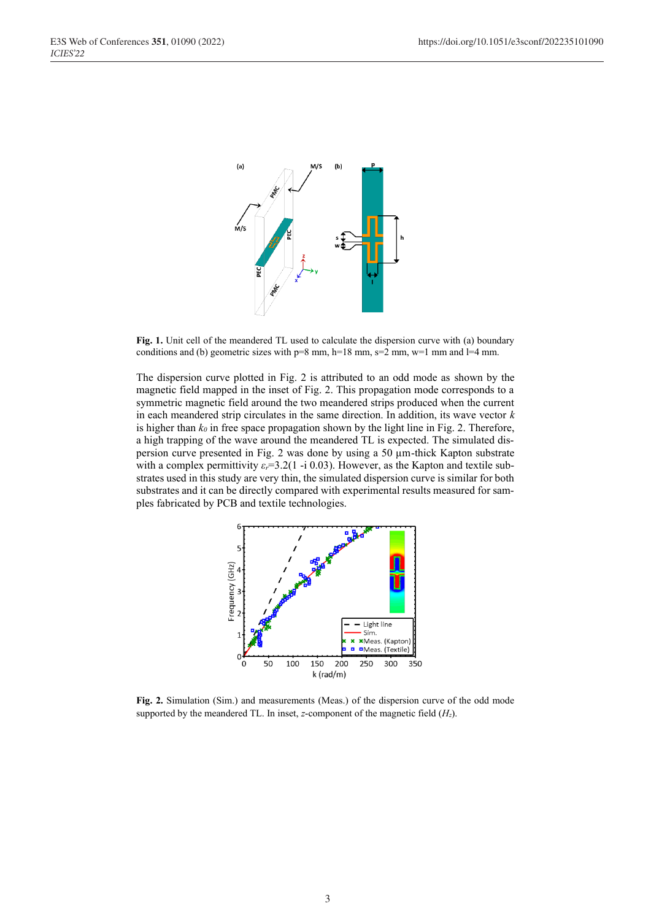**Fig. 1.** Unit cell of the meandered TL used to calculate the dispersion curve with (a) boundary conditions and (b) geometric sizes with p=8 mm, h=18 mm, s=2 mm, w=1 mm and l=4 mm.

The dispersion curve plotted in Fig. 2 is attributed to an odd mode as shown by the magnetic field mapped in the inset of Fig. 2. This propagation mode corresponds to a symmetric magnetic field around the two meandered strips produced when the current in each meandered strip circulates in the same direction. In addition, its wave vector $k$ is higher than $k_0$ in free space propagation shown by the light line in Fig. 2. Therefore, a high trapping of the wave around the meandered TL is expected. The simulated dispersion curve presented in Fig. 2 was done by using a 50 µm-thick Kapton substrate with a complex permittivity $\varepsilon_r$=3.2(1 -i 0.03). However, as the Kapton and textile substrates used in this study are very thin, the simulated dispersion curve is similar for both substrates and it can be directly compared with experimental results measured for samples fabricated by PCB and textile technologies.

**Fig. 2.** Simulation (Sim.) and measurements (Meas.) of the dispersion curve of the odd mode supported by the meandered TL. In inset, $z$-component of the magnetic field ($H_z$).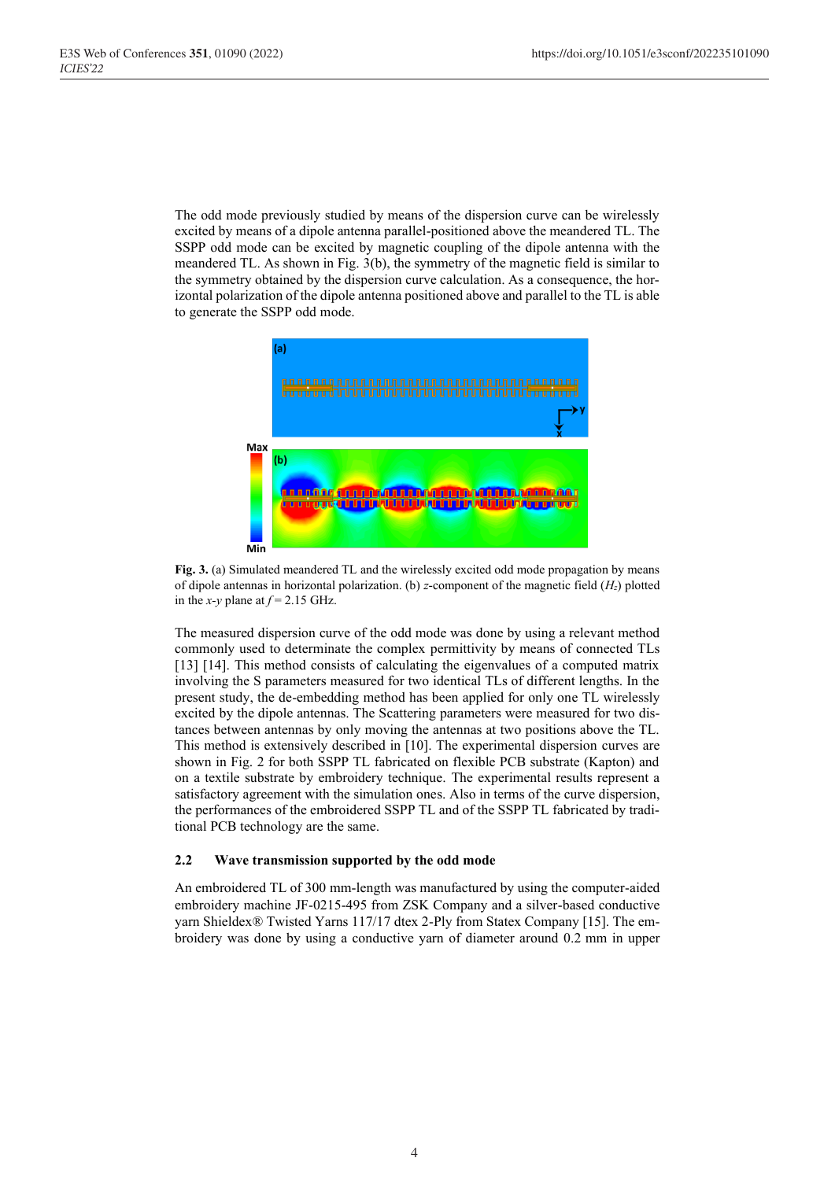The odd mode previously studied by means of the dispersion curve can be wirelessly excited by means of a dipole antenna parallel-positioned above the meandered TL. The SSPP odd mode can be excited by magnetic coupling of the dipole antenna with the meandered TL. As shown in Fig. 3(b), the symmetry of the magnetic field is similar to the symmetry obtained by the dispersion curve calculation. As a consequence, the horizontal polarization of the dipole antenna positioned above and parallel to the TL is able to generate the SSPP odd mode.

**Fig. 3.** (a) Simulated meandered TL and the wirelessly excited odd mode propagation by means of dipole antennas in horizontal polarization. (b) *z*-component of the magnetic field ($H_z$) plotted in the *x*-*y* plane at $f = 2.15$ GHz.

The measured dispersion curve of the odd mode was done by using a relevant method commonly used to determinate the complex permittivity by means of connected TLs [13] [14]. This method consists of calculating the eigenvalues of a computed matrix involving the S parameters measured for two identical TLs of different lengths. In the present study, the de-embedding method has been applied for only one TL wirelessly excited by the dipole antennas. The Scattering parameters were measured for two distances between antennas by only moving the antennas at two positions above the TL. This method is extensively described in [10]. The experimental dispersion curves are shown in Fig. 2 for both SSPP TL fabricated on flexible PCB substrate (Kapton) and on a textile substrate by embroidery technique. The experimental results represent a satisfactory agreement with the simulation ones. Also in terms of the curve dispersion, the performances of the embroidered SSPP TL and of the SSPP TL fabricated by traditional PCB technology are the same.

### 2.2 Wave transmission supported by the odd mode

An embroidered TL of 300 mm-length was manufactured by using the computer-aided embroidery machine JF-0215-495 from ZSK Company and a silver-based conductive yarn Shieldex® Twisted Yarns 117/17 dtex 2-Ply from Statex Company [15]. The embroidery was done by using a conductive yarn of diameter around 0.2 mm in upper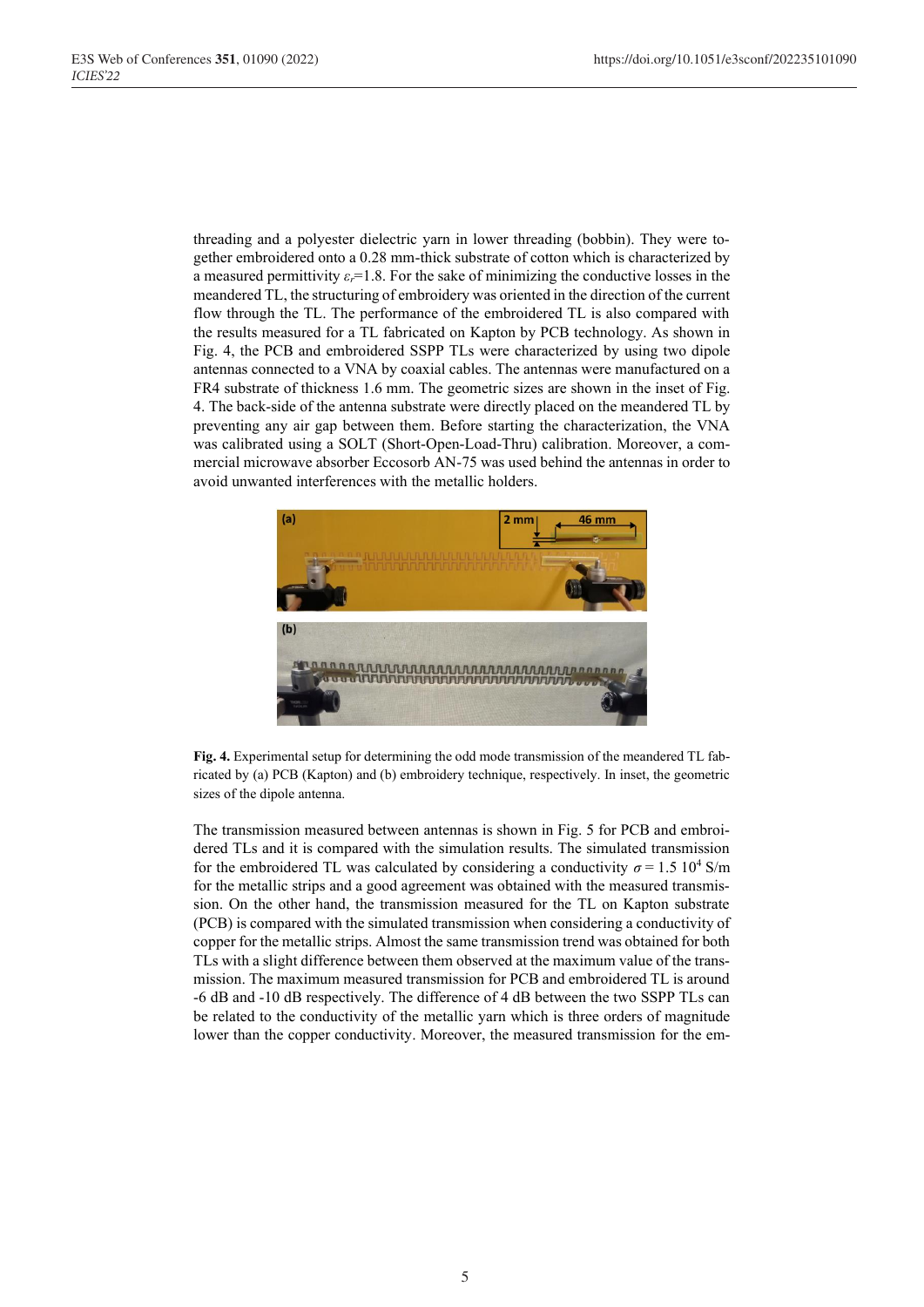threading and a polyester dielectric yarn in lower threading (bobbin). They were together embroidered onto a 0.28 mm-thick substrate of cotton which is characterized by a measured permittivity $\varepsilon_r$=1.8. For the sake of minimizing the conductive losses in the meandered TL, the structuring of embroidery was oriented in the direction of the current flow through the TL. The performance of the embroidered TL is also compared with the results measured for a TL fabricated on Kapton by PCB technology. As shown in Fig. 4, the PCB and embroidered SSPP TLs were characterized by using two dipole antennas connected to a VNA by coaxial cables. The antennas were manufactured on a FR4 substrate of thickness 1.6 mm. The geometric sizes are shown in the inset of Fig. 4. The back-side of the antenna substrate were directly placed on the meandered TL by preventing any air gap between them. Before starting the characterization, the VNA was calibrated using a SOLT (Short-Open-Load-Thru) calibration. Moreover, a commercial microwave absorber Eccosorb AN-75 was used behind the antennas in order to avoid unwanted interferences with the metallic holders.

**Fig. 4.** Experimental setup for determining the odd mode transmission of the meandered TL fabricated by (a) PCB (Kapton) and (b) embroidery technique, respectively. In inset, the geometric sizes of the dipole antenna.

The transmission measured between antennas is shown in Fig. 5 for PCB and embroidered TLs and it is compared with the simulation results. The simulated transmission for the embroidered TL was calculated by considering a conductivity $\sigma = 1.5\ 10^4$ S/m for the metallic strips and a good agreement was obtained with the measured transmission. On the other hand, the transmission measured for the TL on Kapton substrate (PCB) is compared with the simulated transmission when considering a conductivity of copper for the metallic strips. Almost the same transmission trend was obtained for both TLs with a slight difference between them observed at the maximum value of the transmission. The maximum measured transmission for PCB and embroidered TL is around -6 dB and -10 dB respectively. The difference of 4 dB between the two SSPP TLs can be related to the conductivity of the metallic yarn which is three orders of magnitude lower than the copper conductivity. Moreover, the measured transmission for the em-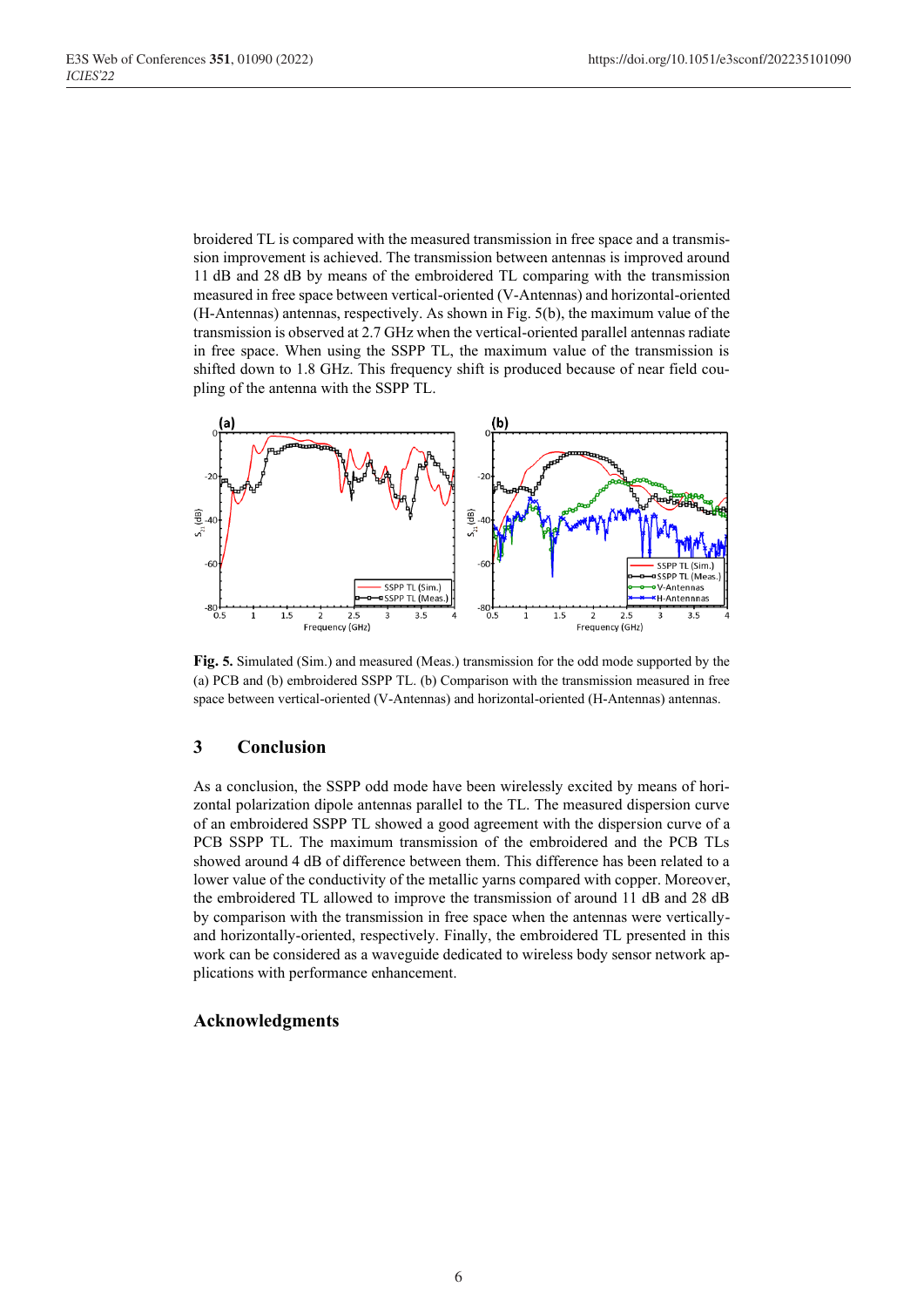broidered TL is compared with the measured transmission in free space and a transmission improvement is achieved. The transmission between antennas is improved around 11 dB and 28 dB by means of the embroidered TL comparing with the transmission measured in free space between vertical-oriented (V-Antennas) and horizontal-oriented (H-Antennas) antennas, respectively. As shown in Fig. 5(b), the maximum value of the transmission is observed at 2.7 GHz when the vertical-oriented parallel antennas radiate in free space. When using the SSPP TL, the maximum value of the transmission is shifted down to 1.8 GHz. This frequency shift is produced because of near field coupling of the antenna with the SSPP TL.

**Fig. 5.** Simulated (Sim.) and measured (Meas.) transmission for the odd mode supported by the (a) PCB and (b) embroidered SSPP TL. (b) Comparison with the transmission measured in free space between vertical-oriented (V-Antennas) and horizontal-oriented (H-Antennas) antennas.

## 3 Conclusion

As a conclusion, the SSPP odd mode have been wirelessly excited by means of horizontal polarization dipole antennas parallel to the TL. The measured dispersion curve of an embroidered SSPP TL showed a good agreement with the dispersion curve of a PCB SSPP TL. The maximum transmission of the embroidered and the PCB TLs showed around 4 dB of difference between them. This difference has been related to a lower value of the conductivity of the metallic yarns compared with copper. Moreover, the embroidered TL allowed to improve the transmission of around 11 dB and 28 dB by comparison with the transmission in free space when the antennas were vertically- and horizontally-oriented, respectively. Finally, the embroidered TL presented in this work can be considered as a waveguide dedicated to wireless body sensor network applications with performance enhancement.

## Acknowledgments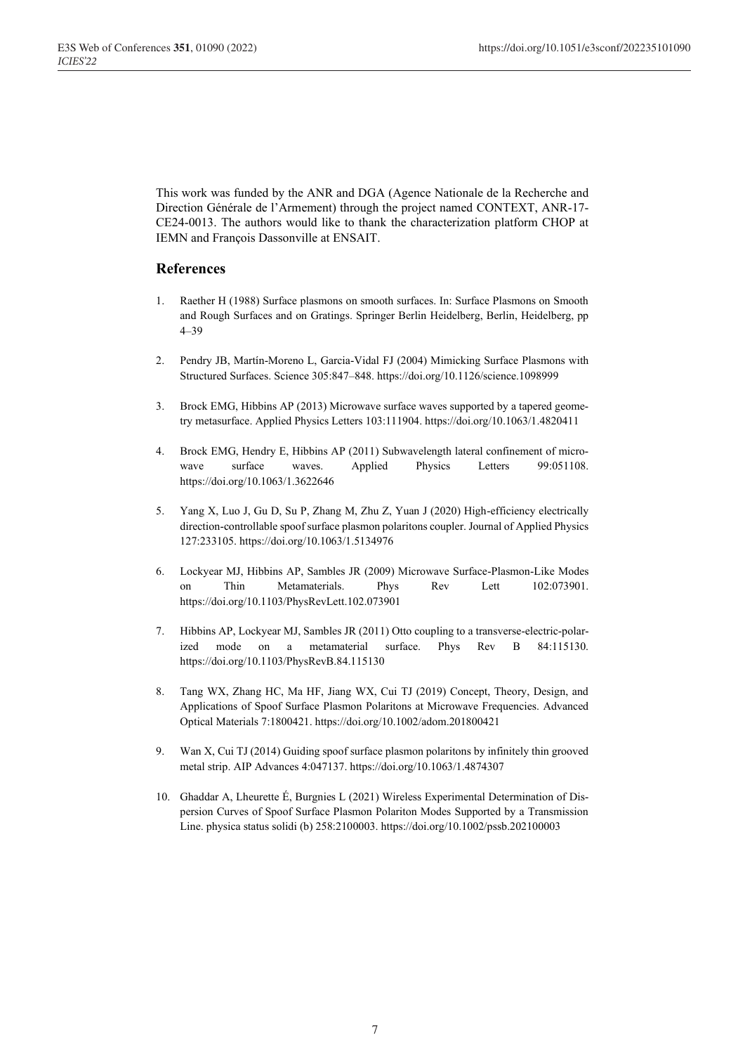This work was funded by the ANR and DGA (Agence Nationale de la Recherche and Direction Générale de l'Armement) through the project named CONTEXT, ANR-17-CE24-0013. The authors would like to thank the characterization platform CHOP at IEMN and François Dassonville at ENSAIT.

## References

1. Raether H (1988) Surface plasmons on smooth surfaces. In: Surface Plasmons on Smooth and Rough Surfaces and on Gratings. Springer Berlin Heidelberg, Berlin, Heidelberg, pp 4–39

2. Pendry JB, Martín-Moreno L, Garcia-Vidal FJ (2004) Mimicking Surface Plasmons with Structured Surfaces. Science 305:847–848. https://doi.org/10.1126/science.1098999

3. Brock EMG, Hibbins AP (2013) Microwave surface waves supported by a tapered geometry metasurface. Applied Physics Letters 103:111904. https://doi.org/10.1063/1.4820411

4. Brock EMG, Hendry E, Hibbins AP (2011) Subwavelength lateral confinement of microwave surface waves. Applied Physics Letters 99:051108. https://doi.org/10.1063/1.3622646

5. Yang X, Luo J, Gu D, Su P, Zhang M, Zhu Z, Yuan J (2020) High-efficiency electrically direction-controllable spoof surface plasmon polaritons coupler. Journal of Applied Physics 127:233105. https://doi.org/10.1063/1.5134976

6. Lockyear MJ, Hibbins AP, Sambles JR (2009) Microwave Surface-Plasmon-Like Modes on Thin Metamaterials. Phys Rev Lett 102:073901. https://doi.org/10.1103/PhysRevLett.102.073901

7. Hibbins AP, Lockyear MJ, Sambles JR (2011) Otto coupling to a transverse-electric-polarized mode on a metamaterial surface. Phys Rev B 84:115130. https://doi.org/10.1103/PhysRevB.84.115130

8. Tang WX, Zhang HC, Ma HF, Jiang WX, Cui TJ (2019) Concept, Theory, Design, and Applications of Spoof Surface Plasmon Polaritons at Microwave Frequencies. Advanced Optical Materials 7:1800421. https://doi.org/10.1002/adom.201800421

9. Wan X, Cui TJ (2014) Guiding spoof surface plasmon polaritons by infinitely thin grooved metal strip. AIP Advances 4:047137. https://doi.org/10.1063/1.4874307

10. Ghaddar A, Lheurette É, Burgnies L (2021) Wireless Experimental Determination of Dispersion Curves of Spoof Surface Plasmon Polariton Modes Supported by a Transmission Line. physica status solidi (b) 258:2100003. https://doi.org/10.1002/pssb.202100003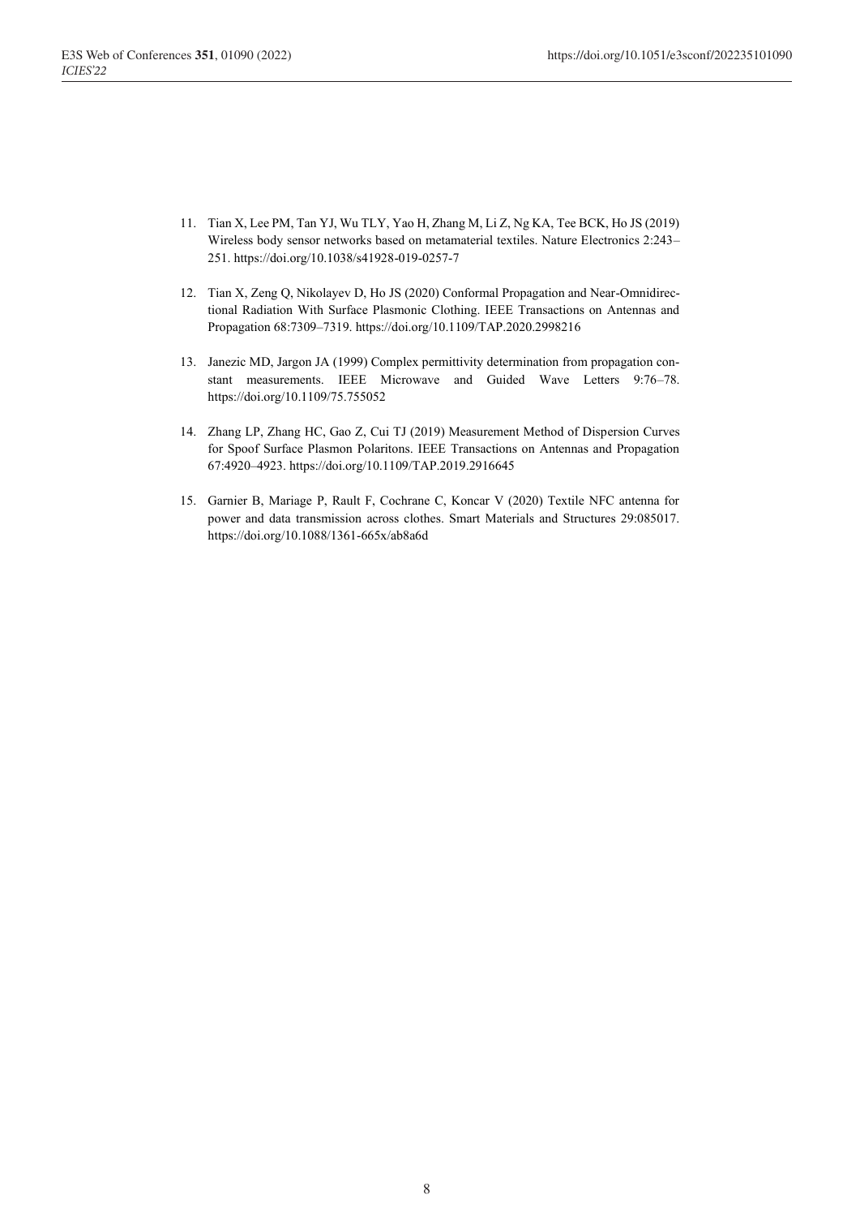11. Tian X, Lee PM, Tan YJ, Wu TLY, Yao H, Zhang M, Li Z, Ng KA, Tee BCK, Ho JS (2019) Wireless body sensor networks based on metamaterial textiles. Nature Electronics 2:243–251. https://doi.org/10.1038/s41928-019-0257-7

12. Tian X, Zeng Q, Nikolayev D, Ho JS (2020) Conformal Propagation and Near-Omnidirectional Radiation With Surface Plasmonic Clothing. IEEE Transactions on Antennas and Propagation 68:7309–7319. https://doi.org/10.1109/TAP.2020.2998216

13. Janezic MD, Jargon JA (1999) Complex permittivity determination from propagation constant measurements. IEEE Microwave and Guided Wave Letters 9:76–78. https://doi.org/10.1109/75.755052

14. Zhang LP, Zhang HC, Gao Z, Cui TJ (2019) Measurement Method of Dispersion Curves for Spoof Surface Plasmon Polaritons. IEEE Transactions on Antennas and Propagation 67:4920–4923. https://doi.org/10.1109/TAP.2019.2916645

15. Garnier B, Mariage P, Rault F, Cochrane C, Koncar V (2020) Textile NFC antenna for power and data transmission across clothes. Smart Materials and Structures 29:085017. https://doi.org/10.1088/1361-665x/ab8a6d